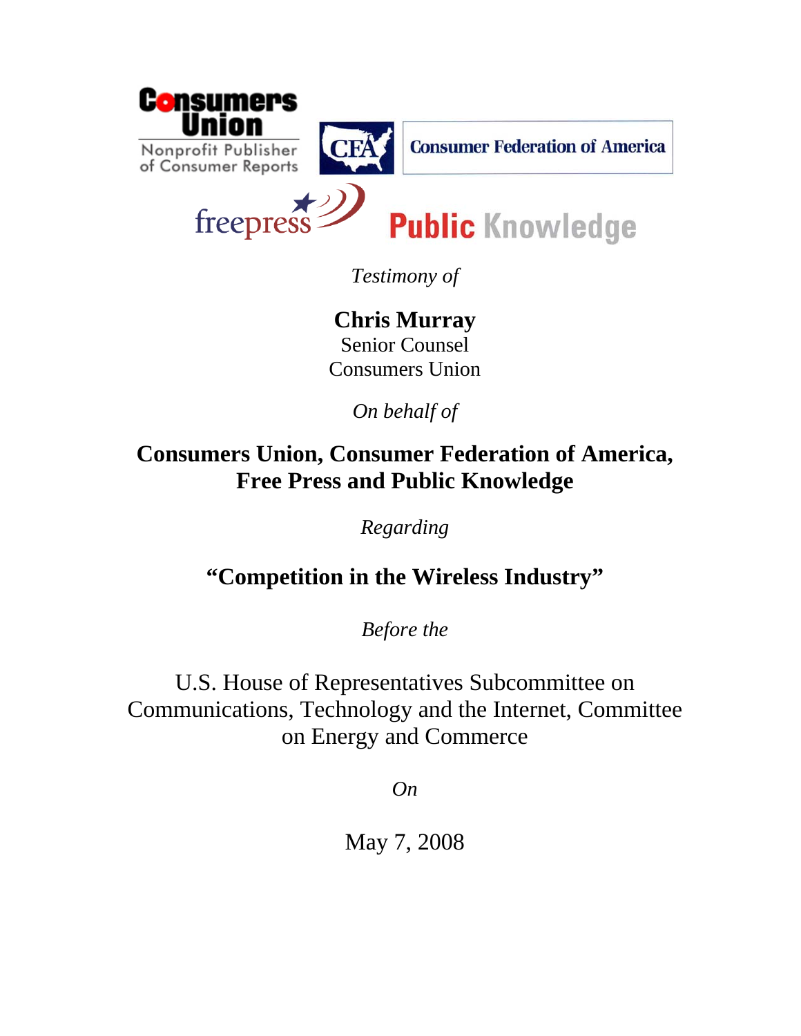*Testimony of*

**Chris Murray**
Senior Counsel
Consumers Union

*On behalf of*

**Consumers Union, Consumer Federation of America, Free Press and Public Knowledge**

*Regarding*

**"Competition in the Wireless Industry"**

*Before the*

U.S. House of Representatives Subcommittee on Communications, Technology and the Internet, Committee on Energy and Commerce

*On*

May 7, 2008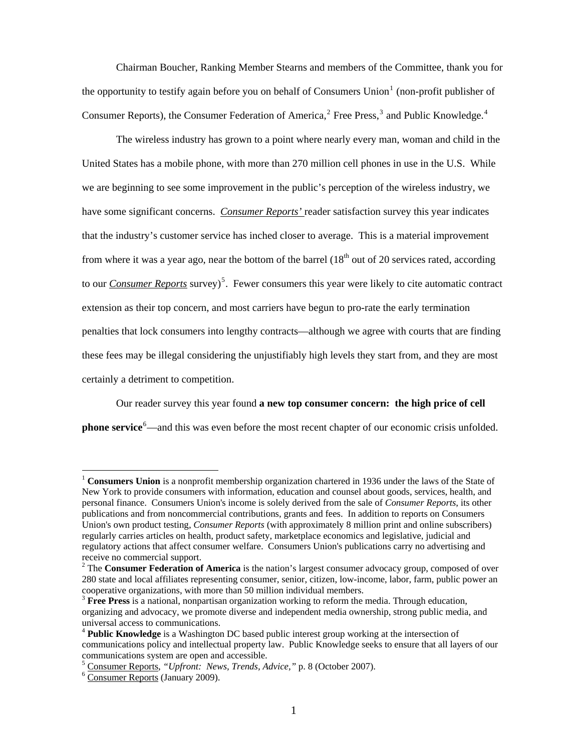Chairman Boucher, Ranking Member Stearns and members of the Committee, thank you for the opportunity to testify again before you on behalf of Consumers Union[1] (non-profit publisher of Consumer Reports), the Consumer Federation of America,[2] Free Press,[3] and Public Knowledge.[4]

The wireless industry has grown to a point where nearly every man, woman and child in the United States has a mobile phone, with more than 270 million cell phones in use in the U.S. While we are beginning to see some improvement in the public's perception of the wireless industry, we have some significant concerns. *Consumer Reports'* reader satisfaction survey this year indicates that the industry's customer service has inched closer to average. This is a material improvement from where it was a year ago, near the bottom of the barrel (18th out of 20 services rated, according to our *Consumer Reports* survey)[5]. Fewer consumers this year were likely to cite automatic contract extension as their top concern, and most carriers have begun to pro-rate the early termination penalties that lock consumers into lengthy contracts—although we agree with courts that are finding these fees may be illegal considering the unjustifiably high levels they start from, and they are most certainly a detriment to competition.

Our reader survey this year found **a new top consumer concern: the high price of cell phone service**[6]—and this was even before the most recent chapter of our economic crisis unfolded.

---

[1] **Consumers Union** is a nonprofit membership organization chartered in 1936 under the laws of the State of New York to provide consumers with information, education and counsel about goods, services, health, and personal finance. Consumers Union's income is solely derived from the sale of *Consumer Reports*, its other publications and from noncommercial contributions, grants and fees. In addition to reports on Consumers Union's own product testing, *Consumer Reports* (with approximately 8 million print and online subscribers) regularly carries articles on health, product safety, marketplace economics and legislative, judicial and regulatory actions that affect consumer welfare. Consumers Union's publications carry no advertising and receive no commercial support.

[2] The **Consumer Federation of America** is the nation's largest consumer advocacy group, composed of over 280 state and local affiliates representing consumer, senior, citizen, low-income, labor, farm, public power an cooperative organizations, with more than 50 million individual members.

[3] **Free Press** is a national, nonpartisan organization working to reform the media. Through education, organizing and advocacy, we promote diverse and independent media ownership, strong public media, and universal access to communications.

[4] **Public Knowledge** is a Washington DC based public interest group working at the intersection of communications policy and intellectual property law. Public Knowledge seeks to ensure that all layers of our communications system are open and accessible.

[5] Consumer Reports, *"Upfront: News, Trends, Advice,"* p. 8 (October 2007).

[6] Consumer Reports (January 2009).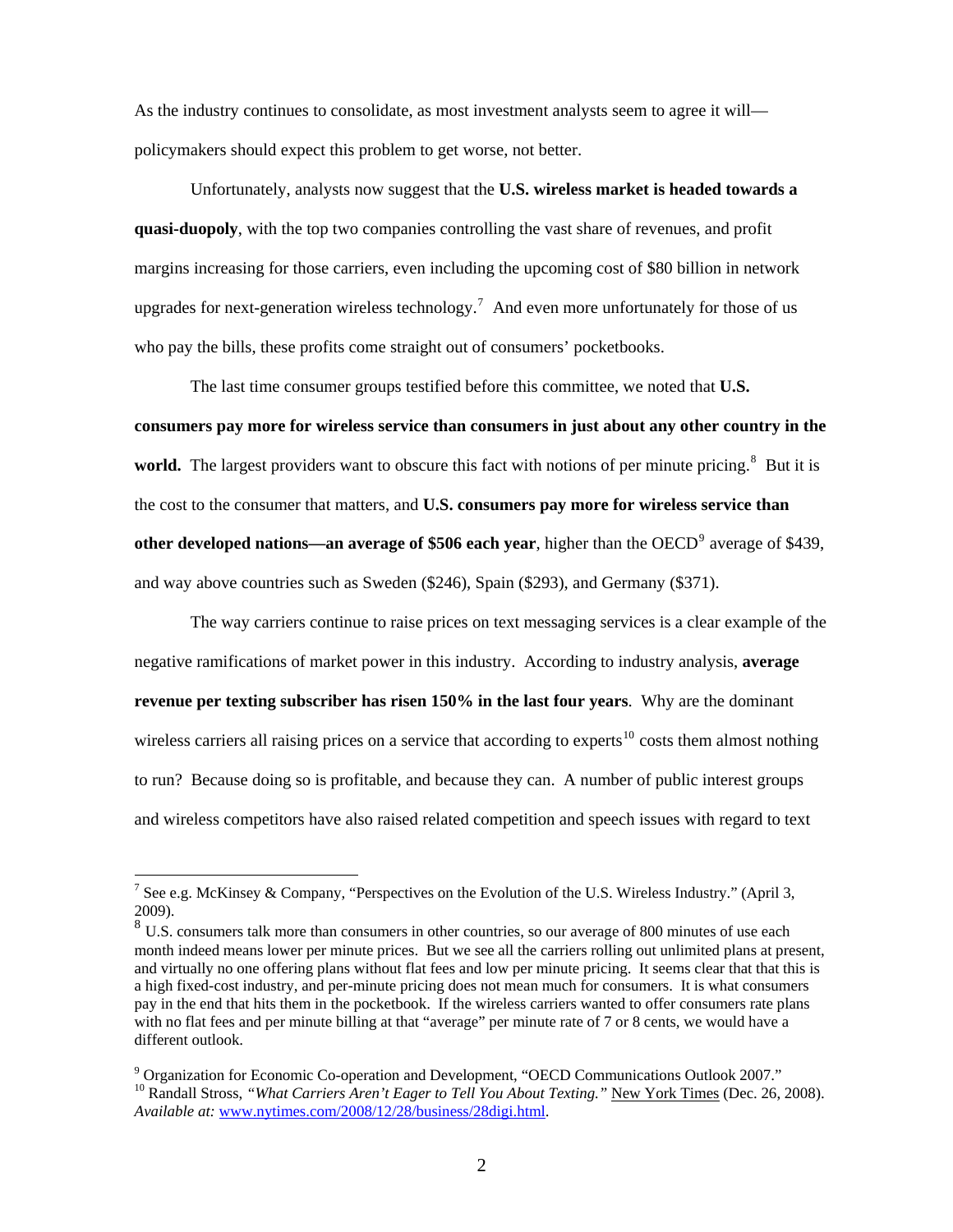As the industry continues to consolidate, as most investment analysts seem to agree it will—policymakers should expect this problem to get worse, not better.

Unfortunately, analysts now suggest that the **U.S. wireless market is headed towards a quasi-duopoly**, with the top two companies controlling the vast share of revenues, and profit margins increasing for those carriers, even including the upcoming cost of $80 billion in network upgrades for next-generation wireless technology.[7] And even more unfortunately for those of us who pay the bills, these profits come straight out of consumers' pocketbooks.

The last time consumer groups testified before this committee, we noted that **U.S. consumers pay more for wireless service than consumers in just about any other country in the world.** The largest providers want to obscure this fact with notions of per minute pricing.[8] But it is the cost to the consumer that matters, and **U.S. consumers pay more for wireless service than other developed nations—an average of $506 each year**, higher than the OECD[9] average of $439, and way above countries such as Sweden ($246), Spain ($293), and Germany ($371).

The way carriers continue to raise prices on text messaging services is a clear example of the negative ramifications of market power in this industry. According to industry analysis, **average revenue per texting subscriber has risen 150% in the last four years**. Why are the dominant wireless carriers all raising prices on a service that according to experts[10] costs them almost nothing to run? Because doing so is profitable, and because they can. A number of public interest groups and wireless competitors have also raised related competition and speech issues with regard to text

---

[7] See e.g. McKinsey & Company, "Perspectives on the Evolution of the U.S. Wireless Industry." (April 3, 2009).

[8] U.S. consumers talk more than consumers in other countries, so our average of 800 minutes of use each month indeed means lower per minute prices. But we see all the carriers rolling out unlimited plans at present, and virtually no one offering plans without flat fees and low per minute pricing. It seems clear that that this is a high fixed-cost industry, and per-minute pricing does not mean much for consumers. It is what consumers pay in the end that hits them in the pocketbook. If the wireless carriers wanted to offer consumers rate plans with no flat fees and per minute billing at that "average" per minute rate of 7 or 8 cents, we would have a different outlook.

[9] Organization for Economic Co-operation and Development, "OECD Communications Outlook 2007."

[10] Randall Stross, *"What Carriers Aren't Eager to Tell You About Texting."* New York Times (Dec. 26, 2008). *Available at:* www.nytimes.com/2008/12/28/business/28digi.html.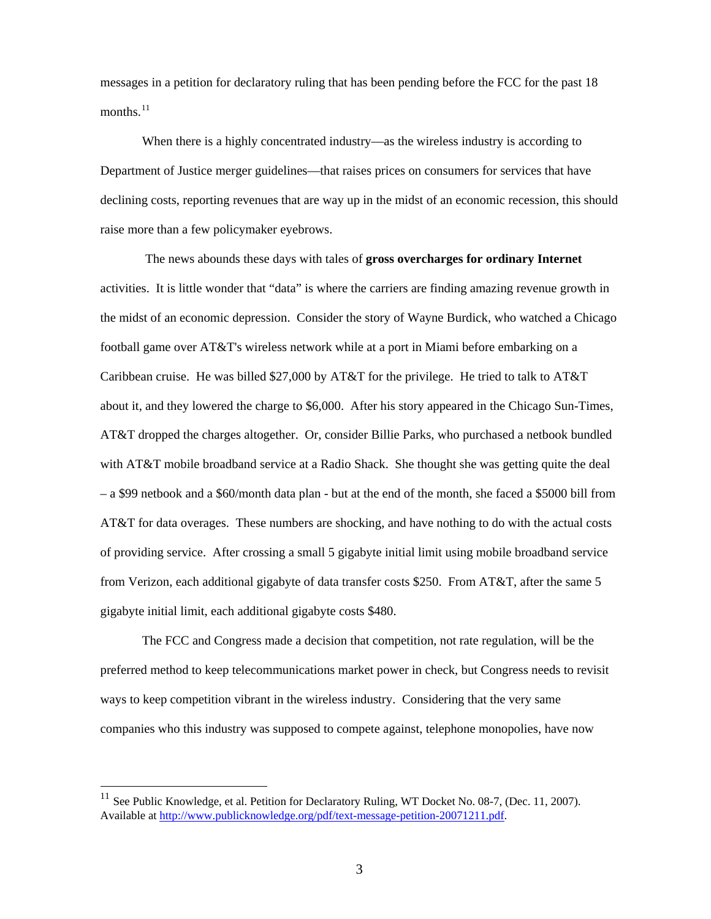messages in a petition for declaratory ruling that has been pending before the FCC for the past 18 months.[11]

When there is a highly concentrated industry—as the wireless industry is according to Department of Justice merger guidelines—that raises prices on consumers for services that have declining costs, reporting revenues that are way up in the midst of an economic recession, this should raise more than a few policymaker eyebrows.

The news abounds these days with tales of **gross overcharges for ordinary Internet** activities. It is little wonder that "data" is where the carriers are finding amazing revenue growth in the midst of an economic depression. Consider the story of Wayne Burdick, who watched a Chicago football game over AT&T's wireless network while at a port in Miami before embarking on a Caribbean cruise. He was billed $27,000 by AT&T for the privilege. He tried to talk to AT&T about it, and they lowered the charge to $6,000. After his story appeared in the Chicago Sun-Times, AT&T dropped the charges altogether. Or, consider Billie Parks, who purchased a netbook bundled with AT&T mobile broadband service at a Radio Shack. She thought she was getting quite the deal – a $99 netbook and a $60/month data plan - but at the end of the month, she faced a $5000 bill from AT&T for data overages. These numbers are shocking, and have nothing to do with the actual costs of providing service. After crossing a small 5 gigabyte initial limit using mobile broadband service from Verizon, each additional gigabyte of data transfer costs $250. From AT&T, after the same 5 gigabyte initial limit, each additional gigabyte costs $480.

The FCC and Congress made a decision that competition, not rate regulation, will be the preferred method to keep telecommunications market power in check, but Congress needs to revisit ways to keep competition vibrant in the wireless industry. Considering that the very same companies who this industry was supposed to compete against, telephone monopolies, have now

---

[11] See Public Knowledge, et al. Petition for Declaratory Ruling, WT Docket No. 08-7, (Dec. 11, 2007). Available at http://www.publicknowledge.org/pdf/text-message-petition-20071211.pdf.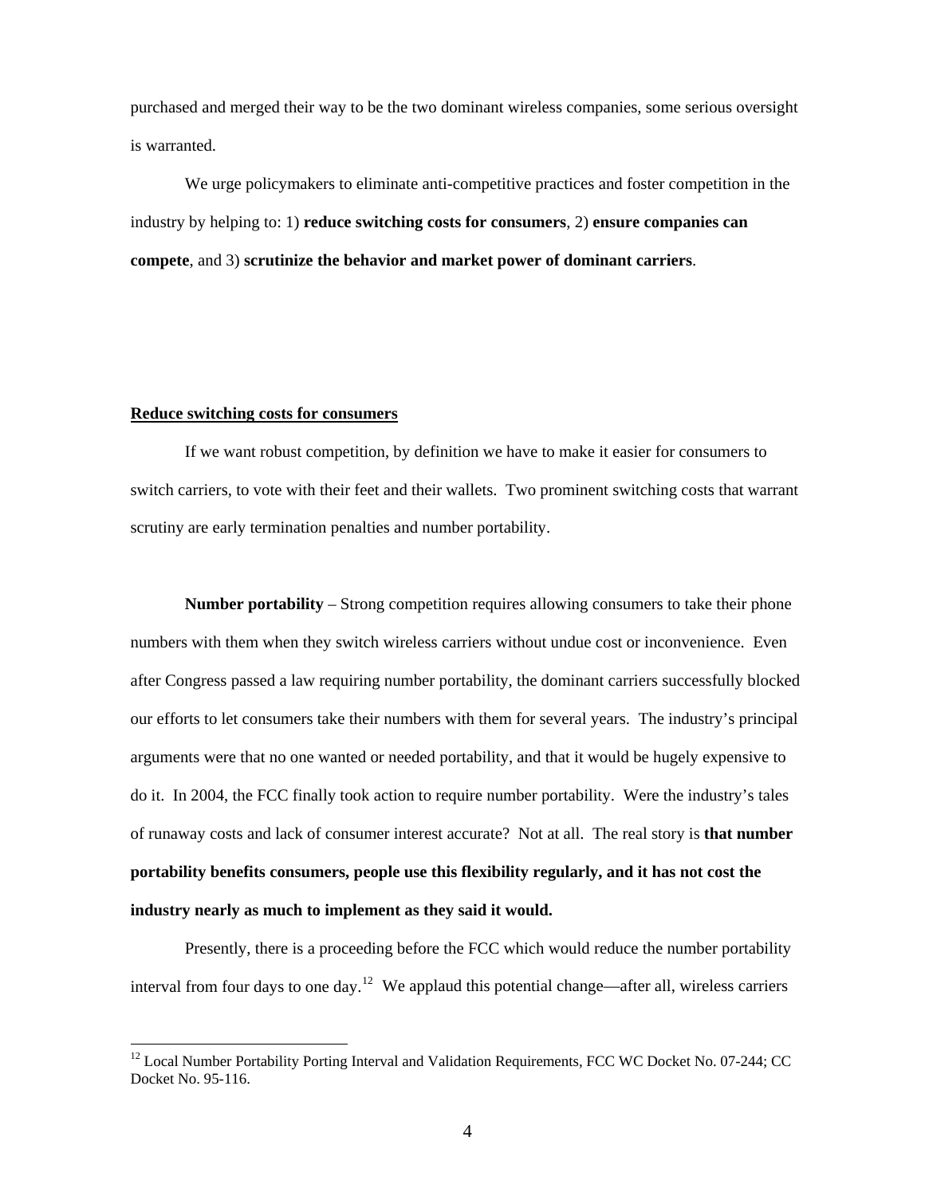purchased and merged their way to be the two dominant wireless companies, some serious oversight is warranted.

We urge policymakers to eliminate anti-competitive practices and foster competition in the industry by helping to: 1) **reduce switching costs for consumers**, 2) **ensure companies can compete**, and 3) **scrutinize the behavior and market power of dominant carriers**.

**Reduce switching costs for consumers**

If we want robust competition, by definition we have to make it easier for consumers to switch carriers, to vote with their feet and their wallets. Two prominent switching costs that warrant scrutiny are early termination penalties and number portability.

**Number portability** – Strong competition requires allowing consumers to take their phone numbers with them when they switch wireless carriers without undue cost or inconvenience. Even after Congress passed a law requiring number portability, the dominant carriers successfully blocked our efforts to let consumers take their numbers with them for several years. The industry's principal arguments were that no one wanted or needed portability, and that it would be hugely expensive to do it. In 2004, the FCC finally took action to require number portability. Were the industry's tales of runaway costs and lack of consumer interest accurate? Not at all. The real story is **that number portability benefits consumers, people use this flexibility regularly, and it has not cost the industry nearly as much to implement as they said it would.**

Presently, there is a proceeding before the FCC which would reduce the number portability interval from four days to one day.[12] We applaud this potential change—after all, wireless carriers

[12] Local Number Portability Porting Interval and Validation Requirements, FCC WC Docket No. 07-244; CC Docket No. 95-116.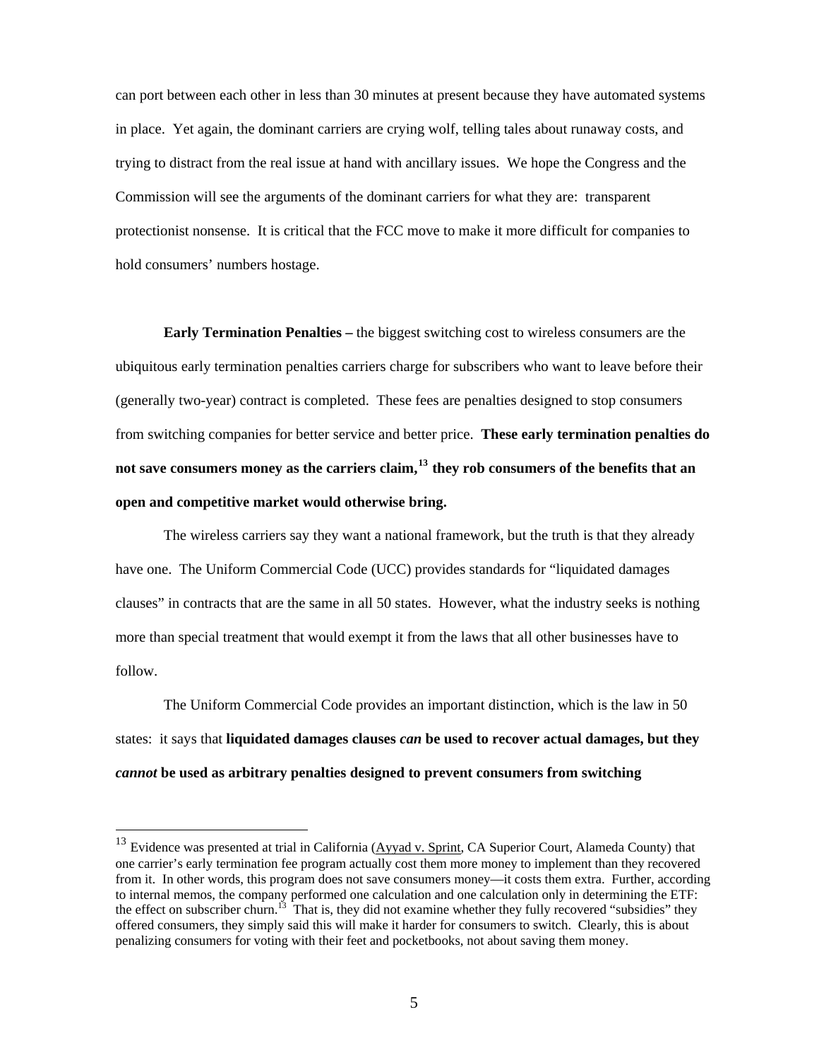can port between each other in less than 30 minutes at present because they have automated systems in place. Yet again, the dominant carriers are crying wolf, telling tales about runaway costs, and trying to distract from the real issue at hand with ancillary issues. We hope the Congress and the Commission will see the arguments of the dominant carriers for what they are: transparent protectionist nonsense. It is critical that the FCC move to make it more difficult for companies to hold consumers' numbers hostage.

**Early Termination Penalties –** the biggest switching cost to wireless consumers are the ubiquitous early termination penalties carriers charge for subscribers who want to leave before their (generally two-year) contract is completed. These fees are penalties designed to stop consumers from switching companies for better service and better price. **These early termination penalties do not save consumers money as the carriers claim,[13] they rob consumers of the benefits that an open and competitive market would otherwise bring.**

The wireless carriers say they want a national framework, but the truth is that they already have one. The Uniform Commercial Code (UCC) provides standards for "liquidated damages clauses" in contracts that are the same in all 50 states. However, what the industry seeks is nothing more than special treatment that would exempt it from the laws that all other businesses have to follow.

The Uniform Commercial Code provides an important distinction, which is the law in 50 states: it says that **liquidated damages clauses *can* be used to recover actual damages, but they *cannot* be used as arbitrary penalties designed to prevent consumers from switching**

---

[13] Evidence was presented at trial in California (Ayyad v. Sprint, CA Superior Court, Alameda County) that one carrier's early termination fee program actually cost them more money to implement than they recovered from it. In other words, this program does not save consumers money—it costs them extra. Further, according to internal memos, the company performed one calculation and one calculation only in determining the ETF: the effect on subscriber churn.[13] That is, they did not examine whether they fully recovered "subsidies" they offered consumers, they simply said this will make it harder for consumers to switch. Clearly, this is about penalizing consumers for voting with their feet and pocketbooks, not about saving them money.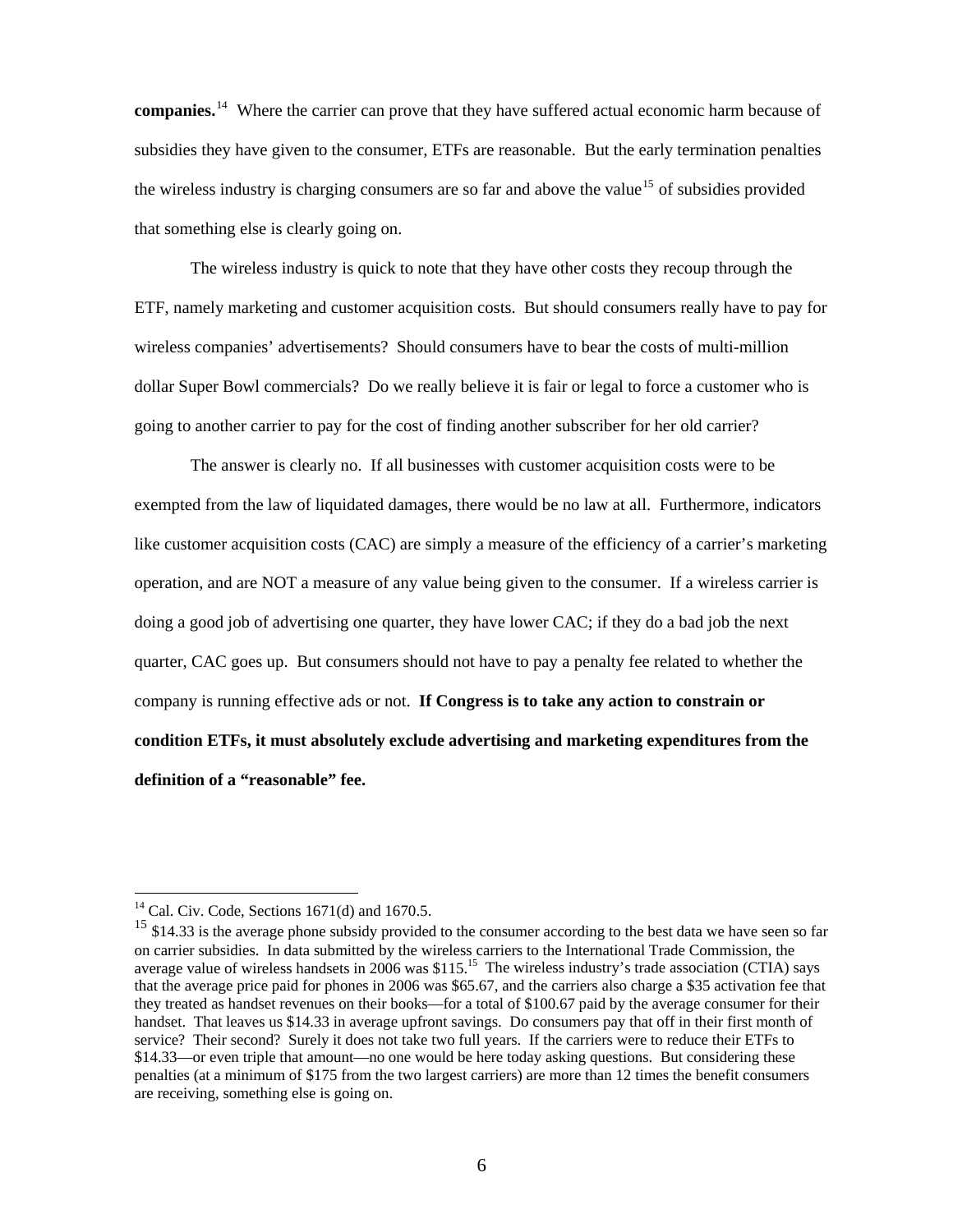**companies.**[14] Where the carrier can prove that they have suffered actual economic harm because of subsidies they have given to the consumer, ETFs are reasonable. But the early termination penalties the wireless industry is charging consumers are so far and above the value[15] of subsidies provided that something else is clearly going on.

The wireless industry is quick to note that they have other costs they recoup through the ETF, namely marketing and customer acquisition costs. But should consumers really have to pay for wireless companies' advertisements? Should consumers have to bear the costs of multi-million dollar Super Bowl commercials? Do we really believe it is fair or legal to force a customer who is going to another carrier to pay for the cost of finding another subscriber for her old carrier?

The answer is clearly no. If all businesses with customer acquisition costs were to be exempted from the law of liquidated damages, there would be no law at all. Furthermore, indicators like customer acquisition costs (CAC) are simply a measure of the efficiency of a carrier's marketing operation, and are NOT a measure of any value being given to the consumer. If a wireless carrier is doing a good job of advertising one quarter, they have lower CAC; if they do a bad job the next quarter, CAC goes up. But consumers should not have to pay a penalty fee related to whether the company is running effective ads or not. **If Congress is to take any action to constrain or condition ETFs, it must absolutely exclude advertising and marketing expenditures from the definition of a "reasonable" fee.**

---

[14] Cal. Civ. Code, Sections 1671(d) and 1670.5.

[15] $14.33 is the average phone subsidy provided to the consumer according to the best data we have seen so far on carrier subsidies. In data submitted by the wireless carriers to the International Trade Commission, the average value of wireless handsets in 2006 was $115.[15] The wireless industry's trade association (CTIA) says that the average price paid for phones in 2006 was $65.67, and the carriers also charge a $35 activation fee that they treated as handset revenues on their books—for a total of $100.67 paid by the average consumer for their handset. That leaves us $14.33 in average upfront savings. Do consumers pay that off in their first month of service? Their second? Surely it does not take two full years. If the carriers were to reduce their ETFs to $14.33—or even triple that amount—no one would be here today asking questions. But considering these penalties (at a minimum of $175 from the two largest carriers) are more than 12 times the benefit consumers are receiving, something else is going on.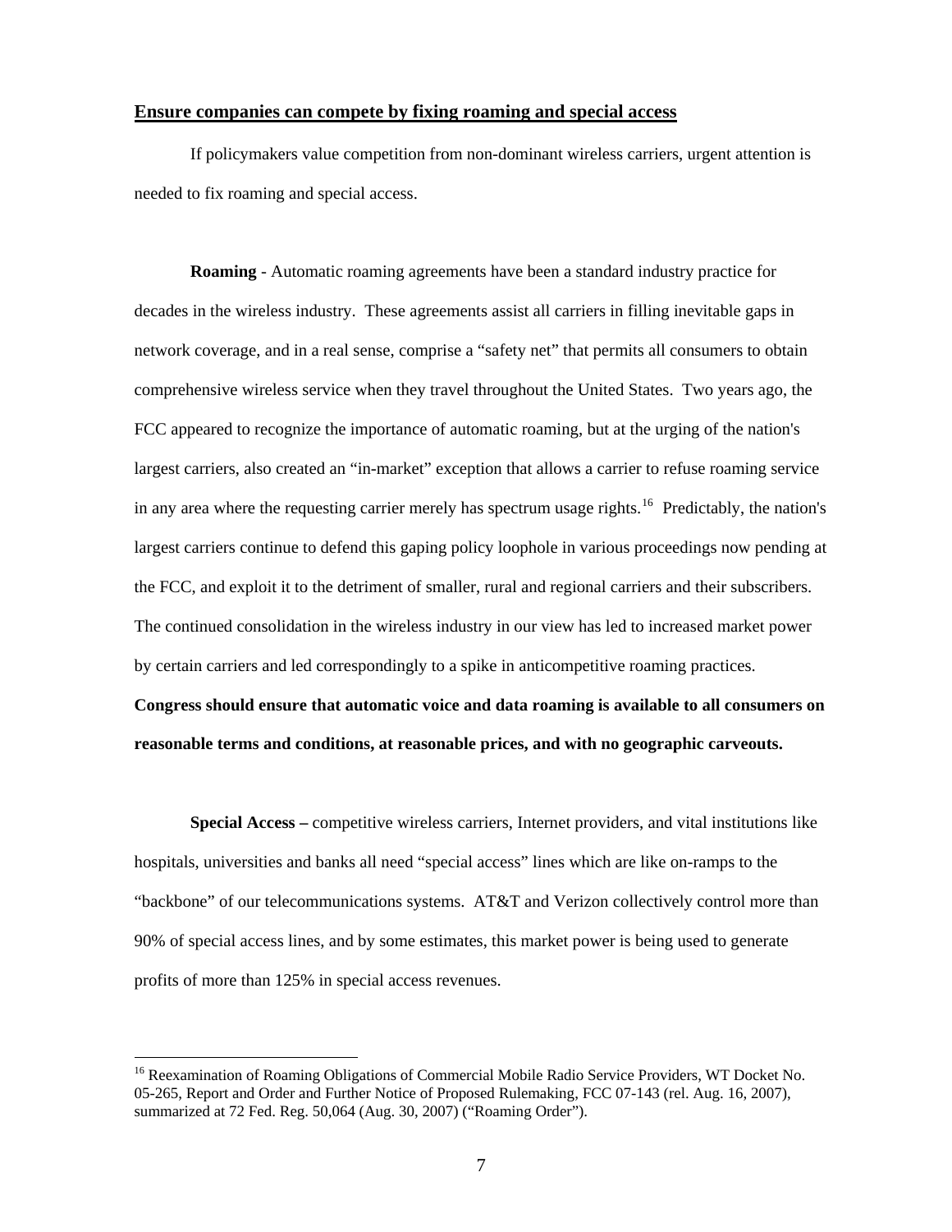**<u>Ensure companies can compete by fixing roaming and special access</u>**

If policymakers value competition from non-dominant wireless carriers, urgent attention is needed to fix roaming and special access.

**Roaming** - Automatic roaming agreements have been a standard industry practice for decades in the wireless industry. These agreements assist all carriers in filling inevitable gaps in network coverage, and in a real sense, comprise a "safety net" that permits all consumers to obtain comprehensive wireless service when they travel throughout the United States. Two years ago, the FCC appeared to recognize the importance of automatic roaming, but at the urging of the nation's largest carriers, also created an "in-market" exception that allows a carrier to refuse roaming service in any area where the requesting carrier merely has spectrum usage rights.[16] Predictably, the nation's largest carriers continue to defend this gaping policy loophole in various proceedings now pending at the FCC, and exploit it to the detriment of smaller, rural and regional carriers and their subscribers. The continued consolidation in the wireless industry in our view has led to increased market power by certain carriers and led correspondingly to a spike in anticompetitive roaming practices. **Congress should ensure that automatic voice and data roaming is available to all consumers on reasonable terms and conditions, at reasonable prices, and with no geographic carveouts.**

**Special Access –** competitive wireless carriers, Internet providers, and vital institutions like hospitals, universities and banks all need "special access" lines which are like on-ramps to the "backbone" of our telecommunications systems. AT&T and Verizon collectively control more than 90% of special access lines, and by some estimates, this market power is being used to generate profits of more than 125% in special access revenues.

---

[16] Reexamination of Roaming Obligations of Commercial Mobile Radio Service Providers, WT Docket No. 05-265, Report and Order and Further Notice of Proposed Rulemaking, FCC 07-143 (rel. Aug. 16, 2007), summarized at 72 Fed. Reg. 50,064 (Aug. 30, 2007) ("Roaming Order").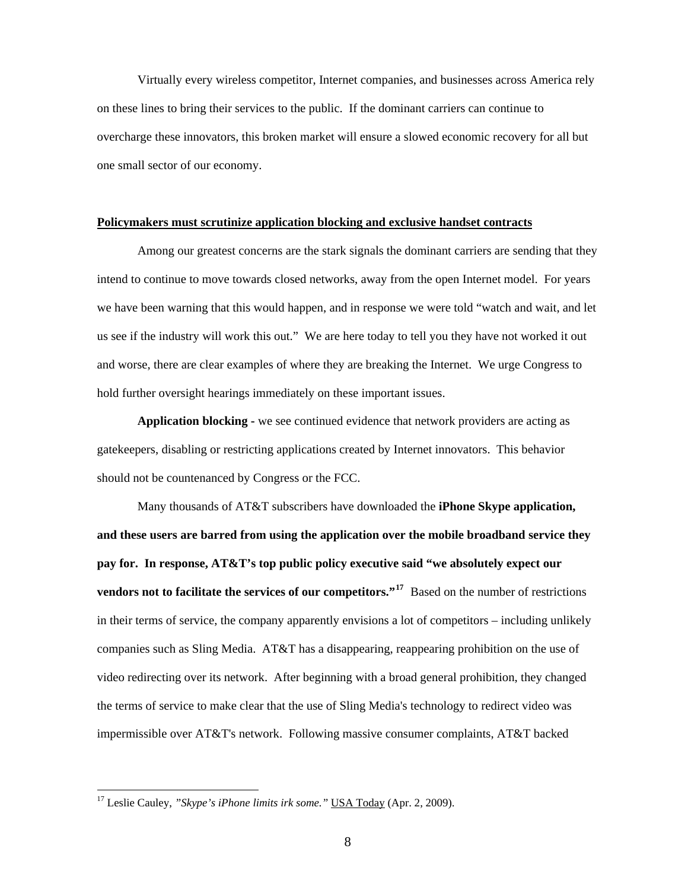Virtually every wireless competitor, Internet companies, and businesses across America rely on these lines to bring their services to the public. If the dominant carriers can continue to overcharge these innovators, this broken market will ensure a slowed economic recovery for all but one small sector of our economy.

**Policymakers must scrutinize application blocking and exclusive handset contracts**

Among our greatest concerns are the stark signals the dominant carriers are sending that they intend to continue to move towards closed networks, away from the open Internet model. For years we have been warning that this would happen, and in response we were told "watch and wait, and let us see if the industry will work this out." We are here today to tell you they have not worked it out and worse, there are clear examples of where they are breaking the Internet. We urge Congress to hold further oversight hearings immediately on these important issues.

**Application blocking -** we see continued evidence that network providers are acting as gatekeepers, disabling or restricting applications created by Internet innovators. This behavior should not be countenanced by Congress or the FCC.

Many thousands of AT&T subscribers have downloaded the **iPhone Skype application, and these users are barred from using the application over the mobile broadband service they pay for. In response, AT&T's top public policy executive said "we absolutely expect our vendors not to facilitate the services of our competitors."**[17] Based on the number of restrictions in their terms of service, the company apparently envisions a lot of competitors – including unlikely companies such as Sling Media. AT&T has a disappearing, reappearing prohibition on the use of video redirecting over its network. After beginning with a broad general prohibition, they changed the terms of service to make clear that the use of Sling Media's technology to redirect video was impermissible over AT&T's network. Following massive consumer complaints, AT&T backed

---

[17] Leslie Cauley, *"Skype's iPhone limits irk some."* USA Today (Apr. 2, 2009).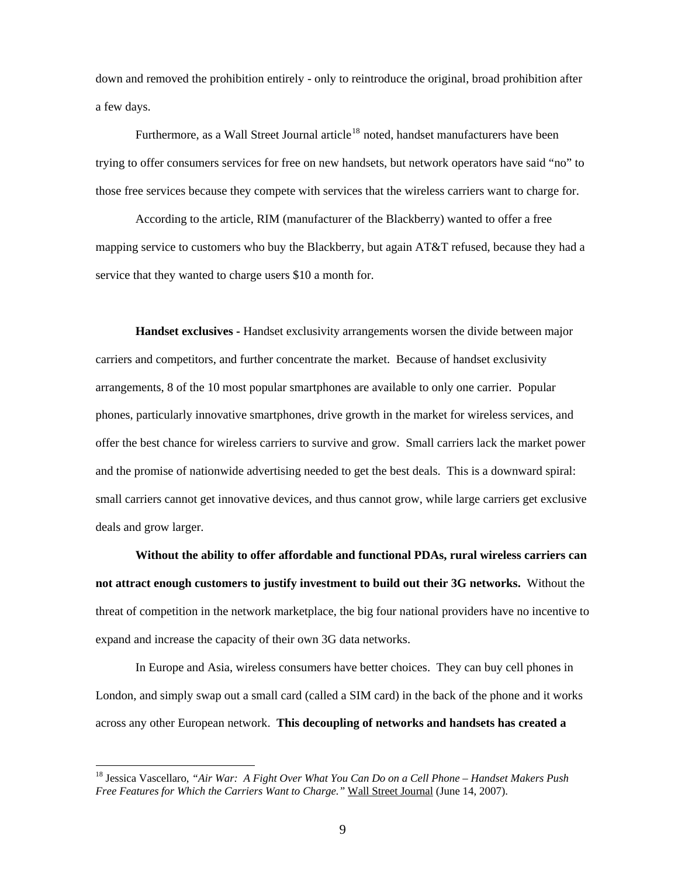down and removed the prohibition entirely - only to reintroduce the original, broad prohibition after a few days.

Furthermore, as a Wall Street Journal article[18] noted, handset manufacturers have been trying to offer consumers services for free on new handsets, but network operators have said "no" to those free services because they compete with services that the wireless carriers want to charge for.

According to the article, RIM (manufacturer of the Blackberry) wanted to offer a free mapping service to customers who buy the Blackberry, but again AT&T refused, because they had a service that they wanted to charge users $10 a month for.

**Handset exclusives -** Handset exclusivity arrangements worsen the divide between major carriers and competitors, and further concentrate the market. Because of handset exclusivity arrangements, 8 of the 10 most popular smartphones are available to only one carrier. Popular phones, particularly innovative smartphones, drive growth in the market for wireless services, and offer the best chance for wireless carriers to survive and grow. Small carriers lack the market power and the promise of nationwide advertising needed to get the best deals. This is a downward spiral: small carriers cannot get innovative devices, and thus cannot grow, while large carriers get exclusive deals and grow larger.

**Without the ability to offer affordable and functional PDAs, rural wireless carriers can not attract enough customers to justify investment to build out their 3G networks.** Without the threat of competition in the network marketplace, the big four national providers have no incentive to expand and increase the capacity of their own 3G data networks.

In Europe and Asia, wireless consumers have better choices. They can buy cell phones in London, and simply swap out a small card (called a SIM card) in the back of the phone and it works across any other European network. **This decoupling of networks and handsets has created a**

---

[18] Jessica Vascellaro, *"Air War: A Fight Over What You Can Do on a Cell Phone – Handset Makers Push Free Features for Which the Carriers Want to Charge."* Wall Street Journal (June 14, 2007).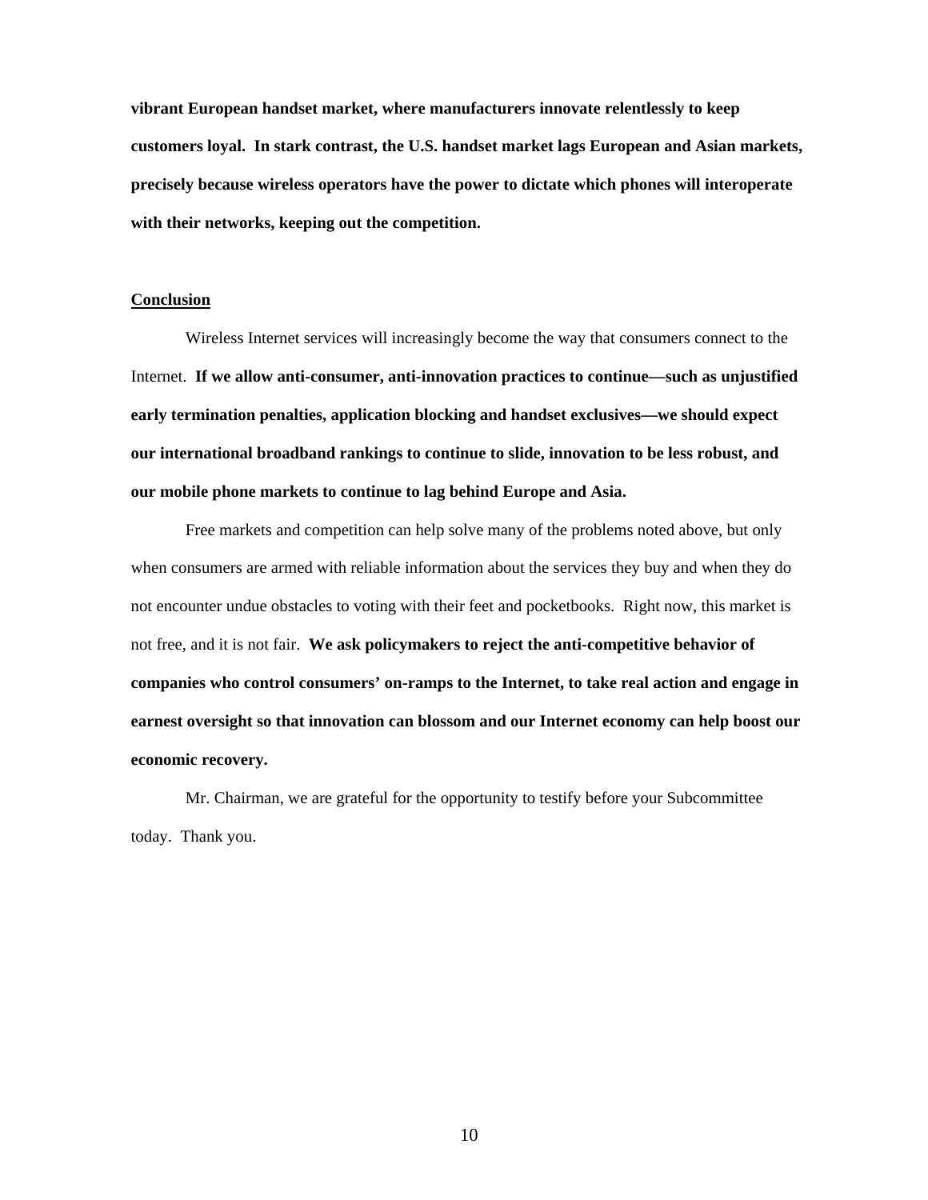**vibrant European handset market, where manufacturers innovate relentlessly to keep customers loyal. In stark contrast, the U.S. handset market lags European and Asian markets, precisely because wireless operators have the power to dictate which phones will interoperate with their networks, keeping out the competition.**

## Conclusion

Wireless Internet services will increasingly become the way that consumers connect to the Internet. **If we allow anti-consumer, anti-innovation practices to continue—such as unjustified early termination penalties, application blocking and handset exclusives—we should expect our international broadband rankings to continue to slide, innovation to be less robust, and our mobile phone markets to continue to lag behind Europe and Asia.**

Free markets and competition can help solve many of the problems noted above, but only when consumers are armed with reliable information about the services they buy and when they do not encounter undue obstacles to voting with their feet and pocketbooks. Right now, this market is not free, and it is not fair. **We ask policymakers to reject the anti-competitive behavior of companies who control consumers' on-ramps to the Internet, to take real action and engage in earnest oversight so that innovation can blossom and our Internet economy can help boost our economic recovery.**

Mr. Chairman, we are grateful for the opportunity to testify before your Subcommittee today. Thank you.